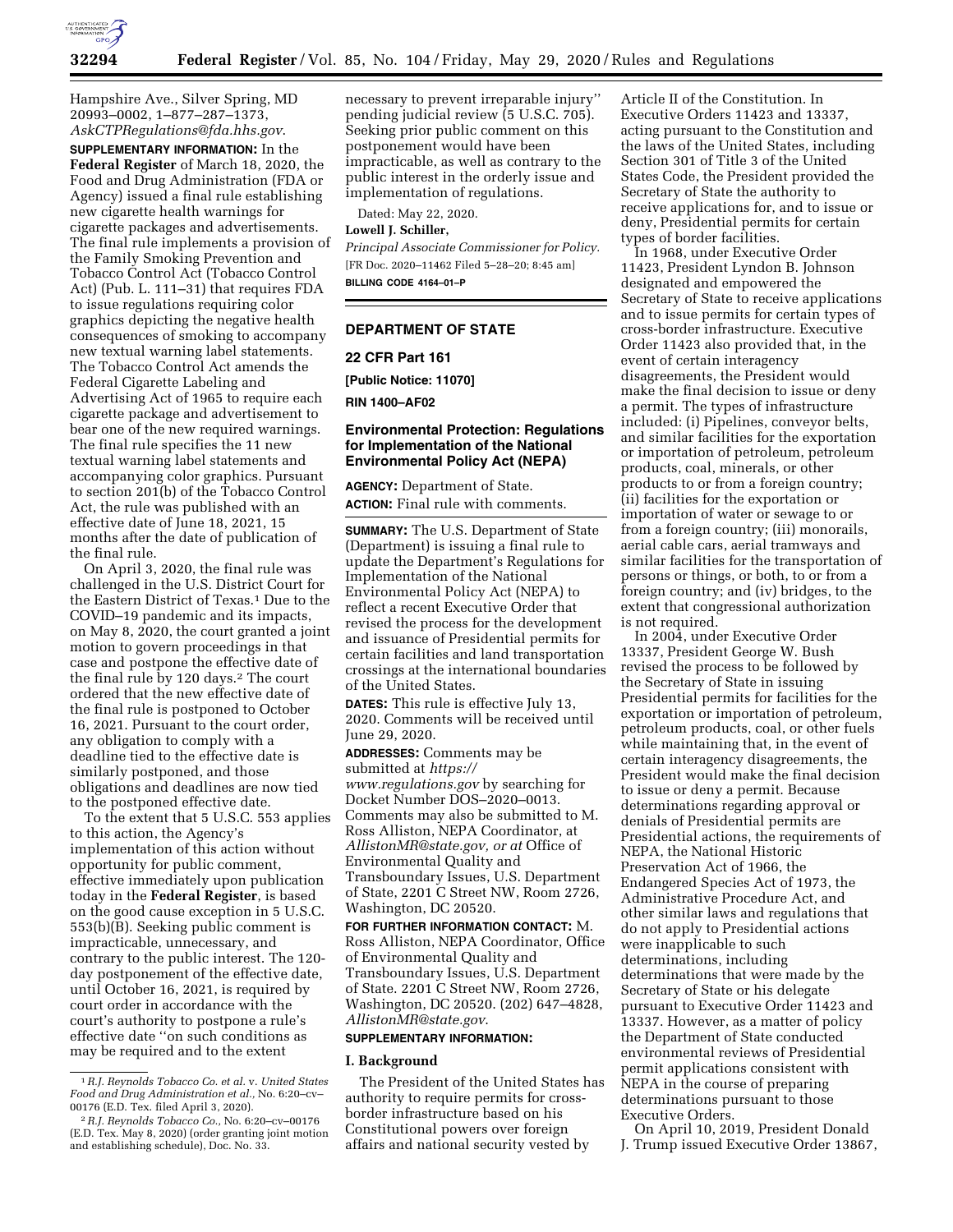Hampshire Ave., Silver Spring, MD 20993–0002, 1–877–287–1373, *AskCTPRegulations@fda.hhs.gov*.

**SUPPLEMENTARY INFORMATION:** In the **Federal Register** of March 18, 2020, the Food and Drug Administration (FDA or Agency) issued a final rule establishing new cigarette health warnings for cigarette packages and advertisements. The final rule implements a provision of the Family Smoking Prevention and Tobacco Control Act (Tobacco Control Act) (Pub. L. 111–31) that requires FDA to issue regulations requiring color graphics depicting the negative health consequences of smoking to accompany new textual warning label statements. The Tobacco Control Act amends the Federal Cigarette Labeling and Advertising Act of 1965 to require each cigarette package and advertisement to bear one of the new required warnings. The final rule specifies the 11 new textual warning label statements and accompanying color graphics. Pursuant to section 201(b) of the Tobacco Control Act, the rule was published with an effective date of June 18, 2021, 15 months after the date of publication of the final rule.

On April 3, 2020, the final rule was challenged in the U.S. District Court for the Eastern District of Texas.[1] Due to the COVID–19 pandemic and its impacts, on May 8, 2020, the court granted a joint motion to govern proceedings in that case and postpone the effective date of the final rule by 120 days.[2] The court ordered that the new effective date of the final rule is postponed to October 16, 2021. Pursuant to the court order, any obligation to comply with a deadline tied to the effective date is similarly postponed, and those obligations and deadlines are now tied to the postponed effective date.

To the extent that 5 U.S.C. 553 applies to this action, the Agency's implementation of this action without opportunity for public comment, effective immediately upon publication today in the **Federal Register**, is based on the good cause exception in 5 U.S.C. 553(b)(B). Seeking public comment is impracticable, unnecessary, and contrary to the public interest. The 120-day postponement of the effective date, until October 16, 2021, is required by court order in accordance with the court's authority to postpone a rule's effective date ''on such conditions as may be required and to the extent necessary to prevent irreparable injury'' pending judicial review (5 U.S.C. 705). Seeking prior public comment on this postponement would have been impracticable, as well as contrary to the public interest in the orderly issue and implementation of regulations.

Dated: May 22, 2020.

**Lowell J. Schiller,**

*Principal Associate Commissioner for Policy.*

[FR Doc. 2020–11462 Filed 5–28–20; 8:45 am]

**BILLING CODE 4164–01–P**

[1] *R.J. Reynolds Tobacco Co. et al.* v. *United States Food and Drug Administration et al.*, No. 6:20–cv–00176 (E.D. Tex. filed April 3, 2020).

[2] *R.J. Reynolds Tobacco Co.*, No. 6:20–cv–00176 (E.D. Tex. May 8, 2020) (order granting joint motion and establishing schedule), Doc. No. 33.

---

## DEPARTMENT OF STATE

### 22 CFR Part 161

**[Public Notice: 11070]**

**RIN 1400–AF02**

### Environmental Protection: Regulations for Implementation of the National Environmental Policy Act (NEPA)

**AGENCY:** Department of State.

**ACTION:** Final rule with comments.

**SUMMARY:** The U.S. Department of State (Department) is issuing a final rule to update the Department's Regulations for Implementation of the National Environmental Policy Act (NEPA) to reflect a recent Executive Order that revised the process for the development and issuance of Presidential permits for certain facilities and land transportation crossings at the international boundaries of the United States.

**DATES:** This rule is effective July 13, 2020. Comments will be received until June 29, 2020.

**ADDRESSES:** Comments may be submitted at *https://www.regulations.gov* by searching for Docket Number DOS–2020–0013. Comments may also be submitted to M. Ross Alliston, NEPA Coordinator, at *AllistonMR@state.gov, or at* Office of Environmental Quality and Transboundary Issues, U.S. Department of State, 2201 C Street NW, Room 2726, Washington, DC 20520.

**FOR FURTHER INFORMATION CONTACT:** M. Ross Alliston, NEPA Coordinator, Office of Environmental Quality and Transboundary Issues, U.S. Department of State. 2201 C Street NW, Room 2726, Washington, DC 20520. (202) 647–4828, *AllistonMR@state.gov*.

**SUPPLEMENTARY INFORMATION:**

#### I. Background

The President of the United States has authority to require permits for cross-border infrastructure based on his Constitutional powers over foreign affairs and national security vested by Article II of the Constitution. In Executive Orders 11423 and 13337, acting pursuant to the Constitution and the laws of the United States, including Section 301 of Title 3 of the United States Code, the President provided the Secretary of State the authority to receive applications for, and to issue or deny, Presidential permits for certain types of border facilities.

In 1968, under Executive Order 11423, President Lyndon B. Johnson designated and empowered the Secretary of State to receive applications and to issue permits for certain types of cross-border infrastructure. Executive Order 11423 also provided that, in the event of certain interagency disagreements, the President would make the final decision to issue or deny a permit. The types of infrastructure included: (i) Pipelines, conveyor belts, and similar facilities for the exportation or importation of petroleum, petroleum products, coal, minerals, or other products to or from a foreign country; (ii) facilities for the exportation or importation of water or sewage to or from a foreign country; (iii) monorails, aerial cable cars, aerial tramways and similar facilities for the transportation of persons or things, or both, to or from a foreign country; and (iv) bridges, to the extent that congressional authorization is not required.

In 2004, under Executive Order 13337, President George W. Bush revised the process to be followed by the Secretary of State in issuing Presidential permits for facilities for the exportation or importation of petroleum, petroleum products, coal, or other fuels while maintaining that, in the event of certain interagency disagreements, the President would make the final decision to issue or deny a permit. Because determinations regarding approval or denials of Presidential permits are Presidential actions, the requirements of NEPA, the National Historic Preservation Act of 1966, the Endangered Species Act of 1973, the Administrative Procedure Act, and other similar laws and regulations that do not apply to Presidential actions were inapplicable to such determinations, including determinations that were made by the Secretary of State or his delegate pursuant to Executive Order 11423 and 13337. However, as a matter of policy the Department of State conducted environmental reviews of Presidential permit applications consistent with NEPA in the course of preparing determinations pursuant to those Executive Orders.

On April 10, 2019, President Donald J. Trump issued Executive Order 13867,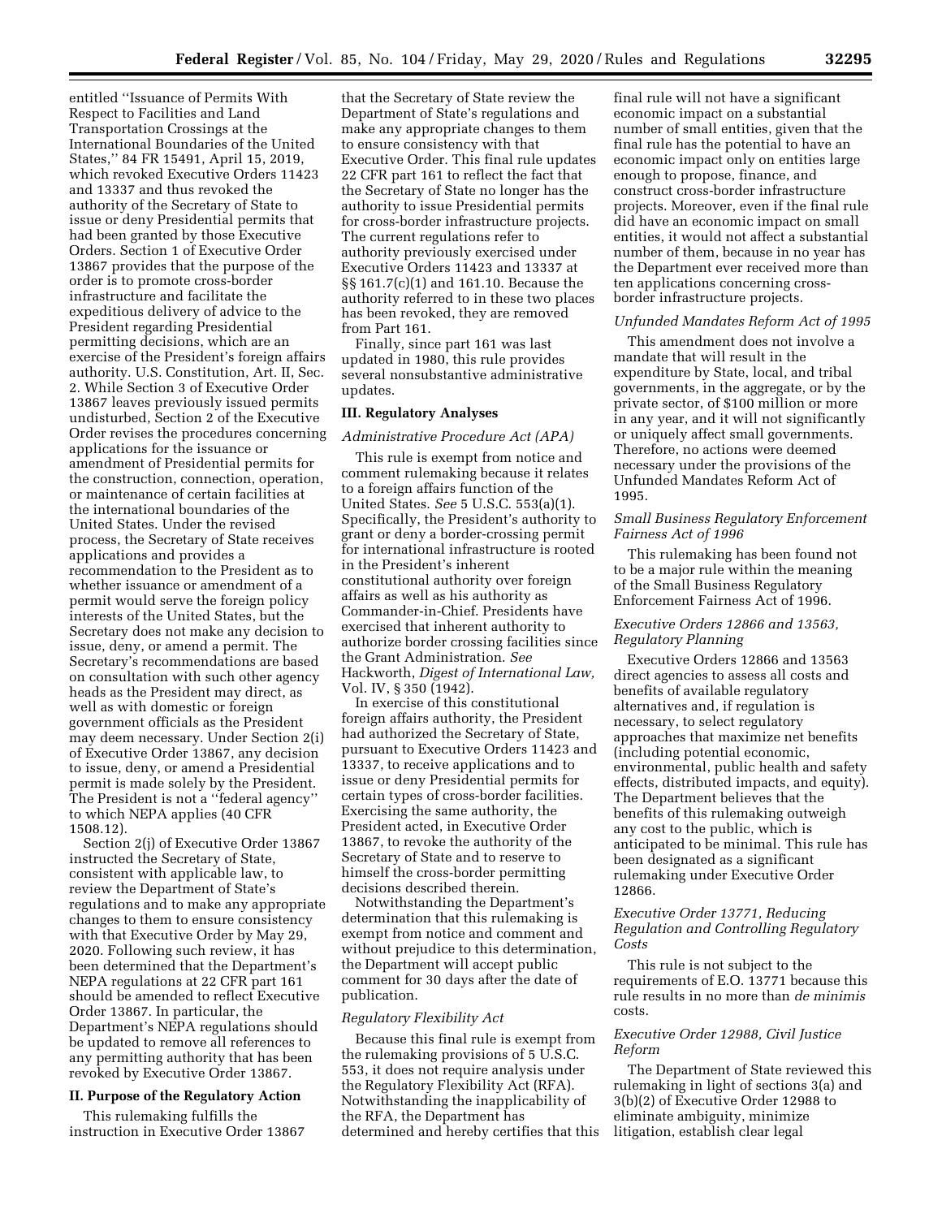entitled ''Issuance of Permits With Respect to Facilities and Land Transportation Crossings at the International Boundaries of the United States,'' 84 FR 15491, April 15, 2019, which revoked Executive Orders 11423 and 13337 and thus revoked the authority of the Secretary of State to issue or deny Presidential permits that had been granted by those Executive Orders. Section 1 of Executive Order 13867 provides that the purpose of the order is to promote cross-border infrastructure and facilitate the expeditious delivery of advice to the President regarding Presidential permitting decisions, which are an exercise of the President's foreign affairs authority. U.S. Constitution, Art. II, Sec. 2. While Section 3 of Executive Order 13867 leaves previously issued permits undisturbed, Section 2 of the Executive Order revises the procedures concerning applications for the issuance or amendment of Presidential permits for the construction, connection, operation, or maintenance of certain facilities at the international boundaries of the United States. Under the revised process, the Secretary of State receives applications and provides a recommendation to the President as to whether issuance or amendment of a permit would serve the foreign policy interests of the United States, but the Secretary does not make any decision to issue, deny, or amend a permit. The Secretary's recommendations are based on consultation with such other agency heads as the President may direct, as well as with domestic or foreign government officials as the President may deem necessary. Under Section 2(i) of Executive Order 13867, any decision to issue, deny, or amend a Presidential permit is made solely by the President. The President is not a ''federal agency'' to which NEPA applies (40 CFR 1508.12).

Section 2(j) of Executive Order 13867 instructed the Secretary of State, consistent with applicable law, to review the Department of State's regulations and to make any appropriate changes to them to ensure consistency with that Executive Order by May 29, 2020. Following such review, it has been determined that the Department's NEPA regulations at 22 CFR part 161 should be amended to reflect Executive Order 13867. In particular, the Department's NEPA regulations should be updated to remove all references to any permitting authority that has been revoked by Executive Order 13867.

## II. Purpose of the Regulatory Action

This rulemaking fulfills the instruction in Executive Order 13867 that the Secretary of State review the Department of State's regulations and make any appropriate changes to them to ensure consistency with that Executive Order. This final rule updates 22 CFR part 161 to reflect the fact that the Secretary of State no longer has the authority to issue Presidential permits for cross-border infrastructure projects. The current regulations refer to authority previously exercised under Executive Orders 11423 and 13337 at §§ 161.7(c)(1) and 161.10. Because the authority referred to in these two places has been revoked, they are removed from Part 161.

Finally, since part 161 was last updated in 1980, this rule provides several nonsubstantive administrative updates.

## III. Regulatory Analyses

### *Administrative Procedure Act (APA)*

This rule is exempt from notice and comment rulemaking because it relates to a foreign affairs function of the United States. *See* 5 U.S.C. 553(a)(1). Specifically, the President's authority to grant or deny a border-crossing permit for international infrastructure is rooted in the President's inherent constitutional authority over foreign affairs as well as his authority as Commander-in-Chief. Presidents have exercised that inherent authority to authorize border crossing facilities since the Grant Administration. *See* Hackworth, *Digest of International Law,* Vol. IV, § 350 (1942).

In exercise of this constitutional foreign affairs authority, the President had authorized the Secretary of State, pursuant to Executive Orders 11423 and 13337, to receive applications and to issue or deny Presidential permits for certain types of cross-border facilities. Exercising the same authority, the President acted, in Executive Order 13867, to revoke the authority of the Secretary of State and to reserve to himself the cross-border permitting decisions described therein.

Notwithstanding the Department's determination that this rulemaking is exempt from notice and comment and without prejudice to this determination, the Department will accept public comment for 30 days after the date of publication.

### *Regulatory Flexibility Act*

Because this final rule is exempt from the rulemaking provisions of 5 U.S.C. 553, it does not require analysis under the Regulatory Flexibility Act (RFA). Notwithstanding the inapplicability of the RFA, the Department has determined and hereby certifies that this final rule will not have a significant economic impact on a substantial number of small entities, given that the final rule has the potential to have an economic impact only on entities large enough to propose, finance, and construct cross-border infrastructure projects. Moreover, even if the final rule did have an economic impact on small entities, it would not affect a substantial number of them, because in no year has the Department ever received more than ten applications concerning cross-border infrastructure projects.

### *Unfunded Mandates Reform Act of 1995*

This amendment does not involve a mandate that will result in the expenditure by State, local, and tribal governments, in the aggregate, or by the private sector, of $100 million or more in any year, and it will not significantly or uniquely affect small governments. Therefore, no actions were deemed necessary under the provisions of the Unfunded Mandates Reform Act of 1995.

### *Small Business Regulatory Enforcement Fairness Act of 1996*

This rulemaking has been found not to be a major rule within the meaning of the Small Business Regulatory Enforcement Fairness Act of 1996.

### *Executive Orders 12866 and 13563, Regulatory Planning*

Executive Orders 12866 and 13563 direct agencies to assess all costs and benefits of available regulatory alternatives and, if regulation is necessary, to select regulatory approaches that maximize net benefits (including potential economic, environmental, public health and safety effects, distributed impacts, and equity). The Department believes that the benefits of this rulemaking outweigh any cost to the public, which is anticipated to be minimal. This rule has been designated as a significant rulemaking under Executive Order 12866.

### *Executive Order 13771, Reducing Regulation and Controlling Regulatory Costs*

This rule is not subject to the requirements of E.O. 13771 because this rule results in no more than *de minimis* costs.

### *Executive Order 12988, Civil Justice Reform*

The Department of State reviewed this rulemaking in light of sections 3(a) and 3(b)(2) of Executive Order 12988 to eliminate ambiguity, minimize litigation, establish clear legal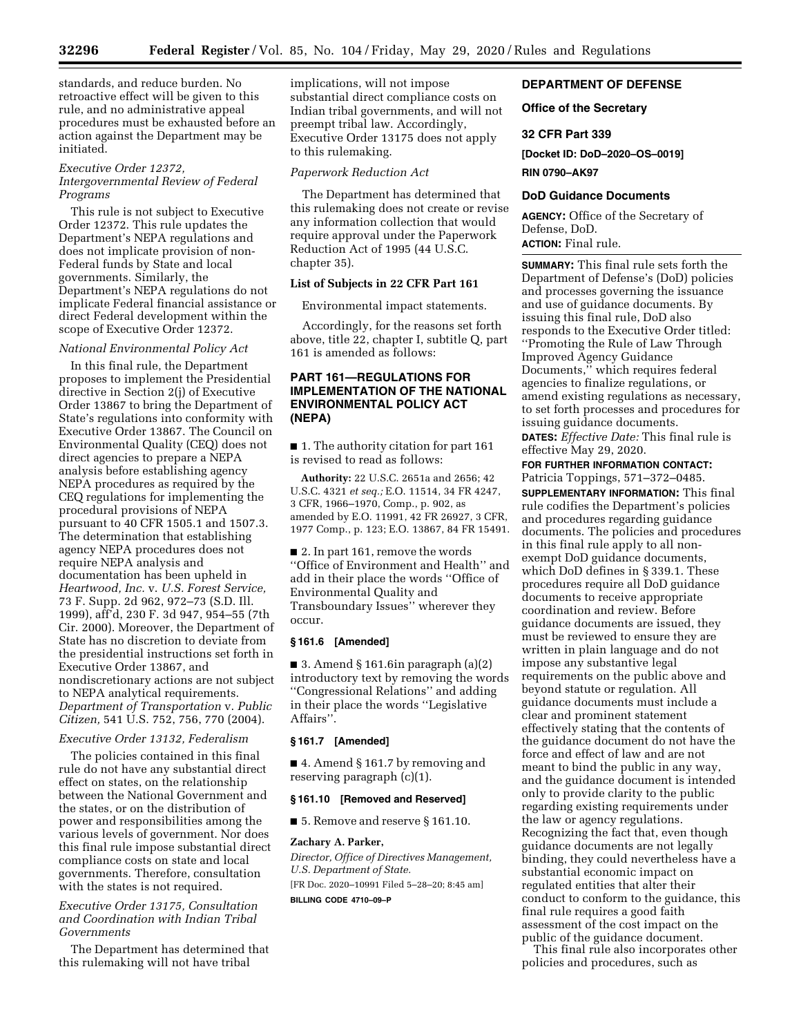standards, and reduce burden. No retroactive effect will be given to this rule, and no administrative appeal procedures must be exhausted before an action against the Department may be initiated.

*Executive Order 12372, Intergovernmental Review of Federal Programs*

This rule is not subject to Executive Order 12372. This rule updates the Department's NEPA regulations and does not implicate provision of non-Federal funds by State and local governments. Similarly, the Department's NEPA regulations do not implicate Federal financial assistance or direct Federal development within the scope of Executive Order 12372.

*National Environmental Policy Act*

In this final rule, the Department proposes to implement the Presidential directive in Section 2(j) of Executive Order 13867 to bring the Department of State's regulations into conformity with Executive Order 13867. The Council on Environmental Quality (CEQ) does not direct agencies to prepare a NEPA analysis before establishing agency NEPA procedures as required by the CEQ regulations for implementing the procedural provisions of NEPA pursuant to 40 CFR 1505.1 and 1507.3. The determination that establishing agency NEPA procedures does not require NEPA analysis and documentation has been upheld in *Heartwood, Inc.* v. *U.S. Forest Service,* 73 F. Supp. 2d 962, 972–73 (S.D. Ill. 1999), aff'd, 230 F. 3d 947, 954–55 (7th Cir. 2000). Moreover, the Department of State has no discretion to deviate from the presidential instructions set forth in Executive Order 13867, and nondiscretionary actions are not subject to NEPA analytical requirements. *Department of Transportation* v. *Public Citizen,* 541 U.S. 752, 756, 770 (2004).

*Executive Order 13132, Federalism*

The policies contained in this final rule do not have any substantial direct effect on states, on the relationship between the National Government and the states, or on the distribution of power and responsibilities among the various levels of government. Nor does this final rule impose substantial direct compliance costs on state and local governments. Therefore, consultation with the states is not required.

*Executive Order 13175, Consultation and Coordination with Indian Tribal Governments*

The Department has determined that this rulemaking will not have tribal implications, will not impose substantial direct compliance costs on Indian tribal governments, and will not preempt tribal law. Accordingly, Executive Order 13175 does not apply to this rulemaking.

*Paperwork Reduction Act*

The Department has determined that this rulemaking does not create or revise any information collection that would require approval under the Paperwork Reduction Act of 1995 (44 U.S.C. chapter 35).

**List of Subjects in 22 CFR Part 161**

Environmental impact statements.

Accordingly, for the reasons set forth above, title 22, chapter I, subtitle Q, part 161 is amended as follows:

## PART 161—REGULATIONS FOR IMPLEMENTATION OF THE NATIONAL ENVIRONMENTAL POLICY ACT (NEPA)

■ 1. The authority citation for part 161 is revised to read as follows:

**Authority:** 22 U.S.C. 2651a and 2656; 42 U.S.C. 4321 *et seq.;* E.O. 11514, 34 FR 4247, 3 CFR, 1966–1970, Comp., p. 902, as amended by E.O. 11991, 42 FR 26927, 3 CFR, 1977 Comp., p. 123; E.O. 13867, 84 FR 15491.

■ 2. In part 161, remove the words "Office of Environment and Health" and add in their place the words "Office of Environmental Quality and Transboundary Issues" wherever they occur.

**§ 161.6 [Amended]**

■ 3. Amend § 161.6in paragraph (a)(2) introductory text by removing the words "Congressional Relations" and adding in their place the words "Legislative Affairs".

**§ 161.7 [Amended]**

■ 4. Amend § 161.7 by removing and reserving paragraph (c)(1).

**§ 161.10 [Removed and Reserved]**

■ 5. Remove and reserve § 161.10.

**Zachary A. Parker,**

*Director, Office of Directives Management, U.S. Department of State.*

[FR Doc. 2020–10991 Filed 5–28–20; 8:45 am]

**BILLING CODE 4710–09–P**

## DEPARTMENT OF DEFENSE

### Office of the Secretary

### 32 CFR Part 339

**[Docket ID: DoD–2020–OS–0019]**

**RIN 0790–AK97**

### DoD Guidance Documents

**AGENCY:** Office of the Secretary of Defense, DoD.

**ACTION:** Final rule.

**SUMMARY:** This final rule sets forth the Department of Defense's (DoD) policies and processes governing the issuance and use of guidance documents. By issuing this final rule, DoD also responds to the Executive Order titled: "Promoting the Rule of Law Through Improved Agency Guidance Documents," which requires federal agencies to finalize regulations, or amend existing regulations as necessary, to set forth processes and procedures for issuing guidance documents.

**DATES:** *Effective Date:* This final rule is effective May 29, 2020.

**FOR FURTHER INFORMATION CONTACT:** Patricia Toppings, 571–372–0485.

**SUPPLEMENTARY INFORMATION:** This final rule codifies the Department's policies and procedures regarding guidance documents. The policies and procedures in this final rule apply to all non-exempt DoD guidance documents, which DoD defines in § 339.1. These procedures require all DoD guidance documents to receive appropriate coordination and review. Before guidance documents are issued, they must be reviewed to ensure they are written in plain language and do not impose any substantive legal requirements on the public above and beyond statute or regulation. All guidance documents must include a clear and prominent statement effectively stating that the contents of the guidance document do not have the force and effect of law and are not meant to bind the public in any way, and the guidance document is intended only to provide clarity to the public regarding existing requirements under the law or agency regulations. Recognizing the fact that, even though guidance documents are not legally binding, they could nevertheless have a substantial economic impact on regulated entities that alter their conduct to conform to the guidance, this final rule requires a good faith assessment of the cost impact on the public of the guidance document.

This final rule also incorporates other policies and procedures, such as